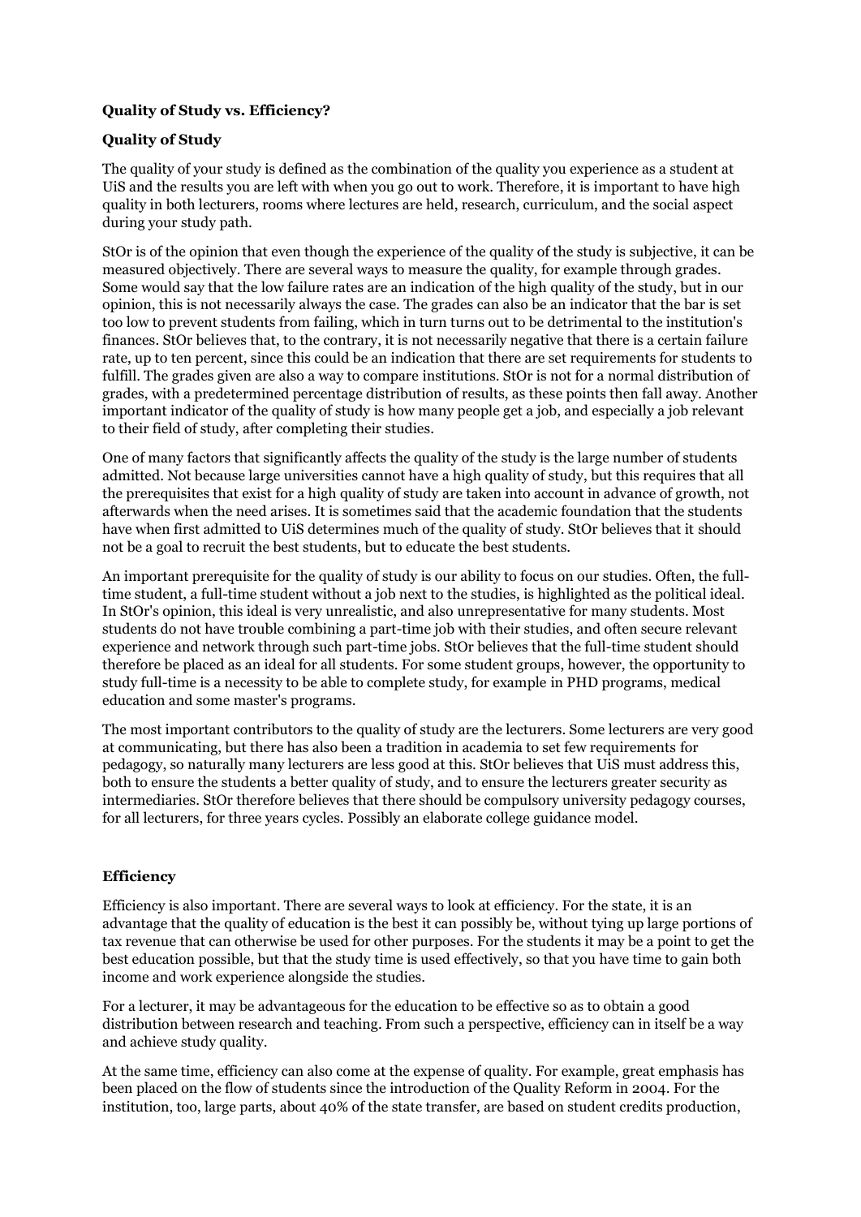**Quality of Study vs. Efficiency?**

**Quality of Study**

The quality of your study is defined as the combination of the quality you experience as a student at UiS and the results you are left with when you go out to work. Therefore, it is important to have high quality in both lecturers, rooms where lectures are held, research, curriculum, and the social aspect during your study path.

StOr is of the opinion that even though the experience of the quality of the study is subjective, it can be measured objectively. There are several ways to measure the quality, for example through grades. Some would say that the low failure rates are an indication of the high quality of the study, but in our opinion, this is not necessarily always the case. The grades can also be an indicator that the bar is set too low to prevent students from failing, which in turn turns out to be detrimental to the institution's finances. StOr believes that, to the contrary, it is not necessarily negative that there is a certain failure rate, up to ten percent, since this could be an indication that there are set requirements for students to fulfill. The grades given are also a way to compare institutions. StOr is not for a normal distribution of grades, with a predetermined percentage distribution of results, as these points then fall away. Another important indicator of the quality of study is how many people get a job, and especially a job relevant to their field of study, after completing their studies.

One of many factors that significantly affects the quality of the study is the large number of students admitted. Not because large universities cannot have a high quality of study, but this requires that all the prerequisites that exist for a high quality of study are taken into account in advance of growth, not afterwards when the need arises. It is sometimes said that the academic foundation that the students have when first admitted to UiS determines much of the quality of study. StOr believes that it should not be a goal to recruit the best students, but to educate the best students.

An important prerequisite for the quality of study is our ability to focus on our studies. Often, the full-time student, a full-time student without a job next to the studies, is highlighted as the political ideal. In StOr's opinion, this ideal is very unrealistic, and also unrepresentative for many students. Most students do not have trouble combining a part-time job with their studies, and often secure relevant experience and network through such part-time jobs. StOr believes that the full-time student should therefore be placed as an ideal for all students. For some student groups, however, the opportunity to study full-time is a necessity to be able to complete study, for example in PHD programs, medical education and some master's programs.

The most important contributors to the quality of study are the lecturers. Some lecturers are very good at communicating, but there has also been a tradition in academia to set few requirements for pedagogy, so naturally many lecturers are less good at this. StOr believes that UiS must address this, both to ensure the students a better quality of study, and to ensure the lecturers greater security as intermediaries. StOr therefore believes that there should be compulsory university pedagogy courses, for all lecturers, for three years cycles. Possibly an elaborate college guidance model.

**Efficiency**

Efficiency is also important. There are several ways to look at efficiency. For the state, it is an advantage that the quality of education is the best it can possibly be, without tying up large portions of tax revenue that can otherwise be used for other purposes. For the students it may be a point to get the best education possible, but that the study time is used effectively, so that you have time to gain both income and work experience alongside the studies.

For a lecturer, it may be advantageous for the education to be effective so as to obtain a good distribution between research and teaching. From such a perspective, efficiency can in itself be a way and achieve study quality.

At the same time, efficiency can also come at the expense of quality. For example, great emphasis has been placed on the flow of students since the introduction of the Quality Reform in 2004. For the institution, too, large parts, about 40% of the state transfer, are based on student credits production,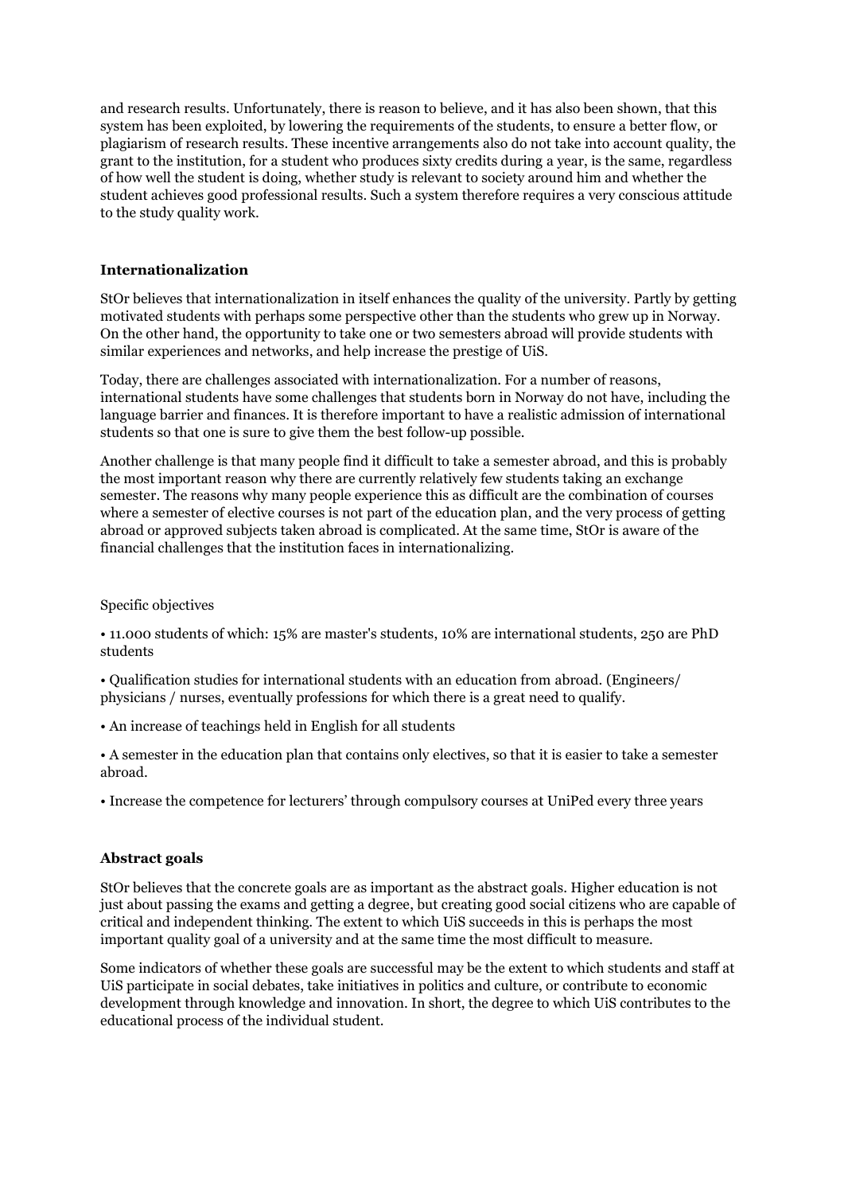and research results. Unfortunately, there is reason to believe, and it has also been shown, that this system has been exploited, by lowering the requirements of the students, to ensure a better flow, or plagiarism of research results. These incentive arrangements also do not take into account quality, the grant to the institution, for a student who produces sixty credits during a year, is the same, regardless of how well the student is doing, whether study is relevant to society around him and whether the student achieves good professional results. Such a system therefore requires a very conscious attitude to the study quality work.

**Internationalization**

StOr believes that internationalization in itself enhances the quality of the university. Partly by getting motivated students with perhaps some perspective other than the students who grew up in Norway. On the other hand, the opportunity to take one or two semesters abroad will provide students with similar experiences and networks, and help increase the prestige of UiS.

Today, there are challenges associated with internationalization. For a number of reasons, international students have some challenges that students born in Norway do not have, including the language barrier and finances. It is therefore important to have a realistic admission of international students so that one is sure to give them the best follow-up possible.

Another challenge is that many people find it difficult to take a semester abroad, and this is probably the most important reason why there are currently relatively few students taking an exchange semester. The reasons why many people experience this as difficult are the combination of courses where a semester of elective courses is not part of the education plan, and the very process of getting abroad or approved subjects taken abroad is complicated. At the same time, StOr is aware of the financial challenges that the institution faces in internationalizing.

Specific objectives

• 11.000 students of which: 15% are master's students, 10% are international students, 250 are PhD students

• Qualification studies for international students with an education from abroad. (Engineers/ physicians / nurses, eventually professions for which there is a great need to qualify.

• An increase of teachings held in English for all students

• A semester in the education plan that contains only electives, so that it is easier to take a semester abroad.

• Increase the competence for lecturers' through compulsory courses at UniPed every three years

**Abstract goals**

StOr believes that the concrete goals are as important as the abstract goals. Higher education is not just about passing the exams and getting a degree, but creating good social citizens who are capable of critical and independent thinking. The extent to which UiS succeeds in this is perhaps the most important quality goal of a university and at the same time the most difficult to measure.

Some indicators of whether these goals are successful may be the extent to which students and staff at UiS participate in social debates, take initiatives in politics and culture, or contribute to economic development through knowledge and innovation. In short, the degree to which UiS contributes to the educational process of the individual student.